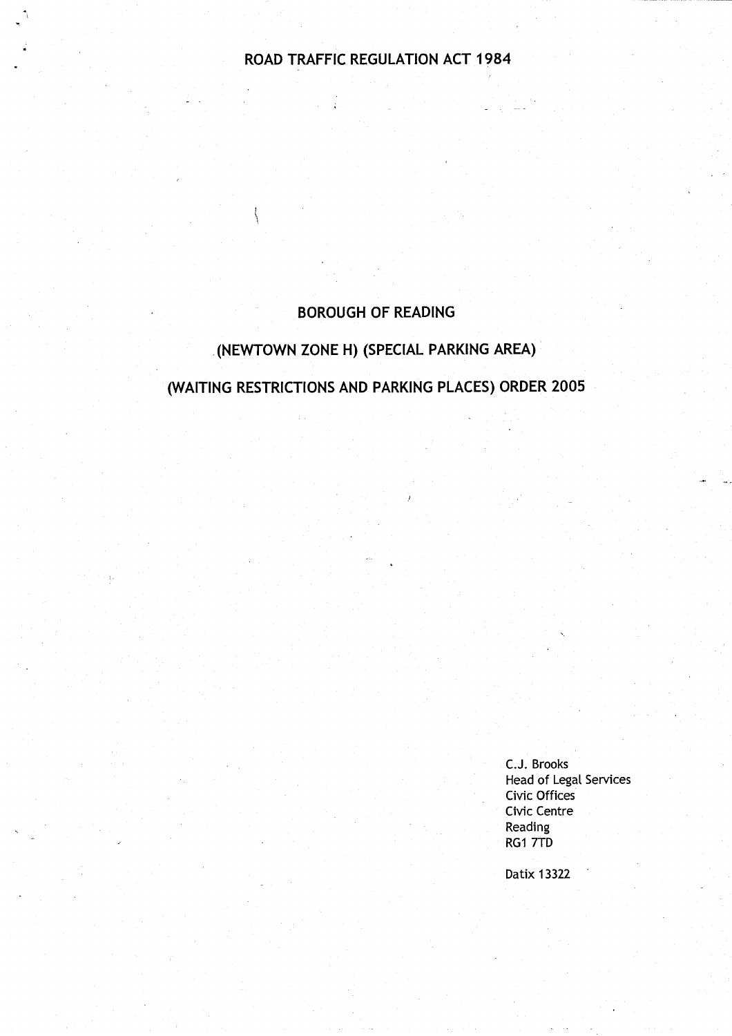# ROAD TRAFFIC REGULATION ACT 1984

## BOROUGH OF READING

## (NEWTOWN ZONE H) (SPECIAL PARKING AREA)

## (WAITING RESTRICTIONS AND PARKING PLACES) ORDER 2005

C.J. Brooks
Head of Legal Services
Civic Offices
Civic Centre
Reading
RG1 7TD

Datix 13322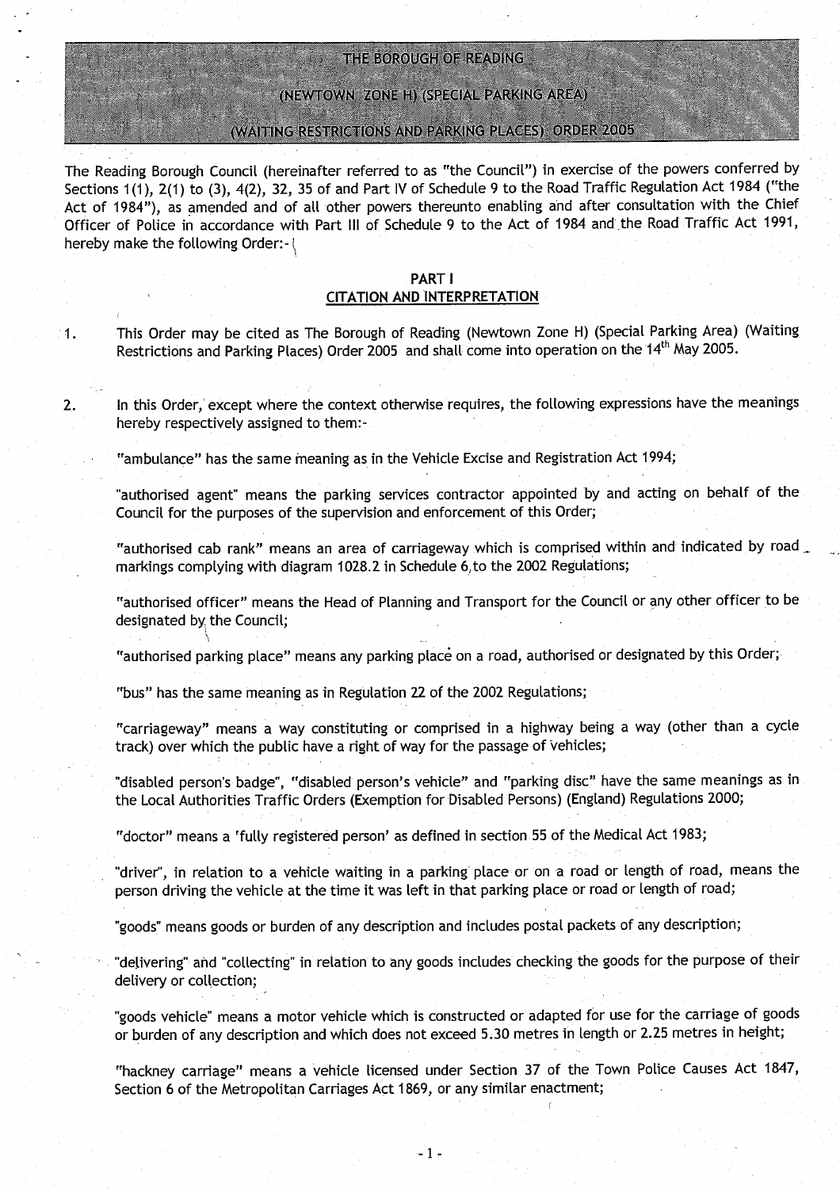# THE BOROUGH OF READING

# (NEWTOWN ZONE H) (SPECIAL PARKING AREA)

# (WAITING RESTRICTIONS AND PARKING PLACES) ORDER 2005

The Reading Borough Council (hereinafter referred to as "the Council") in exercise of the powers conferred by Sections 1(1), 2(1) to (3), 4(2), 32, 35 of and Part IV of Schedule 9 to the Road Traffic Regulation Act 1984 ("the Act of 1984"), as amended and of all other powers thereunto enabling and after consultation with the Chief Officer of Police in accordance with Part III of Schedule 9 to the Act of 1984 and the Road Traffic Act 1991, hereby make the following Order:-

## PART I
## CITATION AND INTERPRETATION

1. This Order may be cited as The Borough of Reading (Newtown Zone H) (Special Parking Area) (Waiting Restrictions and Parking Places) Order 2005 and shall come into operation on the 14th May 2005.

2. In this Order, except where the context otherwise requires, the following expressions have the meanings hereby respectively assigned to them:-

   "ambulance" has the same meaning as in the Vehicle Excise and Registration Act 1994;

   "authorised agent" means the parking services contractor appointed by and acting on behalf of the Council for the purposes of the supervision and enforcement of this Order;

   "authorised cab rank" means an area of carriageway which is comprised within and indicated by road markings complying with diagram 1028.2 in Schedule 6 to the 2002 Regulations;

   "authorised officer" means the Head of Planning and Transport for the Council or any other officer to be designated by the Council;

   "authorised parking place" means any parking place on a road, authorised or designated by this Order;

   "bus" has the same meaning as in Regulation 22 of the 2002 Regulations;

   "carriageway" means a way constituting or comprised in a highway being a way (other than a cycle track) over which the public have a right of way for the passage of vehicles;

   "disabled person's badge", "disabled person's vehicle" and "parking disc" have the same meanings as in the Local Authorities Traffic Orders (Exemption for Disabled Persons) (England) Regulations 2000;

   "doctor" means a 'fully registered person' as defined in section 55 of the Medical Act 1983;

   "driver", in relation to a vehicle waiting in a parking place or on a road or length of road, means the person driving the vehicle at the time it was left in that parking place or road or length of road;

   "goods" means goods or burden of any description and includes postal packets of any description;

   "delivering" and "collecting" in relation to any goods includes checking the goods for the purpose of their delivery or collection;

   "goods vehicle" means a motor vehicle which is constructed or adapted for use for the carriage of goods or burden of any description and which does not exceed 5.30 metres in length or 2.25 metres in height;

   "hackney carriage" means a vehicle licensed under Section 37 of the Town Police Causes Act 1847, Section 6 of the Metropolitan Carriages Act 1869, or any similar enactment;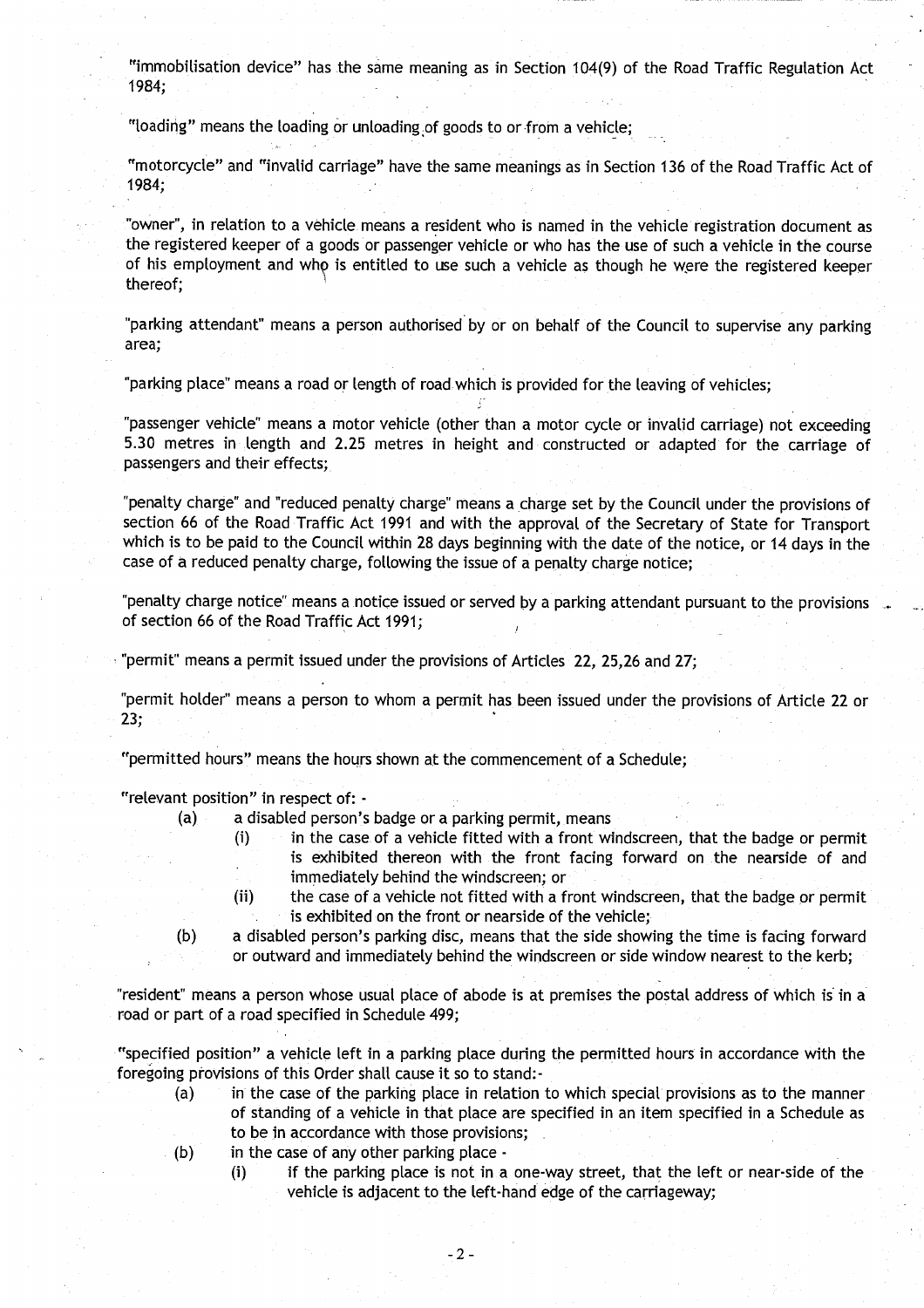"immobilisation device" has the same meaning as in Section 104(9) of the Road Traffic Regulation Act 1984;

"loading" means the loading or unloading of goods to or from a vehicle;

"motorcycle" and "invalid carriage" have the same meanings as in Section 136 of the Road Traffic Act of 1984;

"owner", in relation to a vehicle means a resident who is named in the vehicle registration document as the registered keeper of a goods or passenger vehicle or who has the use of such a vehicle in the course of his employment and who is entitled to use such a vehicle as though he were the registered keeper thereof;

"parking attendant" means a person authorised by or on behalf of the Council to supervise any parking area;

"parking place" means a road or length of road which is provided for the leaving of vehicles;

"passenger vehicle" means a motor vehicle (other than a motor cycle or invalid carriage) not exceeding 5.30 metres in length and 2.25 metres in height and constructed or adapted for the carriage of passengers and their effects;

"penalty charge" and "reduced penalty charge" means a charge set by the Council under the provisions of section 66 of the Road Traffic Act 1991 and with the approval of the Secretary of State for Transport which is to be paid to the Council within 28 days beginning with the date of the notice, or 14 days in the case of a reduced penalty charge, following the issue of a penalty charge notice;

"penalty charge notice" means a notice issued or served by a parking attendant pursuant to the provisions of section 66 of the Road Traffic Act 1991;

"permit" means a permit issued under the provisions of Articles 22, 25,26 and 27;

"permit holder" means a person to whom a permit has been issued under the provisions of Article 22 or 23;

"permitted hours" means the hours shown at the commencement of a Schedule;

"relevant position" in respect of: -

- (a) a disabled person's badge or a parking permit, means
  - (i) in the case of a vehicle fitted with a front windscreen, that the badge or permit is exhibited thereon with the front facing forward on the nearside of and immediately behind the windscreen; or
  - (ii) the case of a vehicle not fitted with a front windscreen, that the badge or permit is exhibited on the front or nearside of the vehicle;
- (b) a disabled person's parking disc, means that the side showing the time is facing forward or outward and immediately behind the windscreen or side window nearest to the kerb;

"resident" means a person whose usual place of abode is at premises the postal address of which is in a road or part of a road specified in Schedule 499;

"specified position" a vehicle left in a parking place during the permitted hours in accordance with the foregoing provisions of this Order shall cause it so to stand:-

- (a) in the case of the parking place in relation to which special provisions as to the manner of standing of a vehicle in that place are specified in an item specified in a Schedule as to be in accordance with those provisions;
- (b) in the case of any other parking place -
  - (i) if the parking place is not in a one-way street, that the left or near-side of the vehicle is adjacent to the left-hand edge of the carriageway;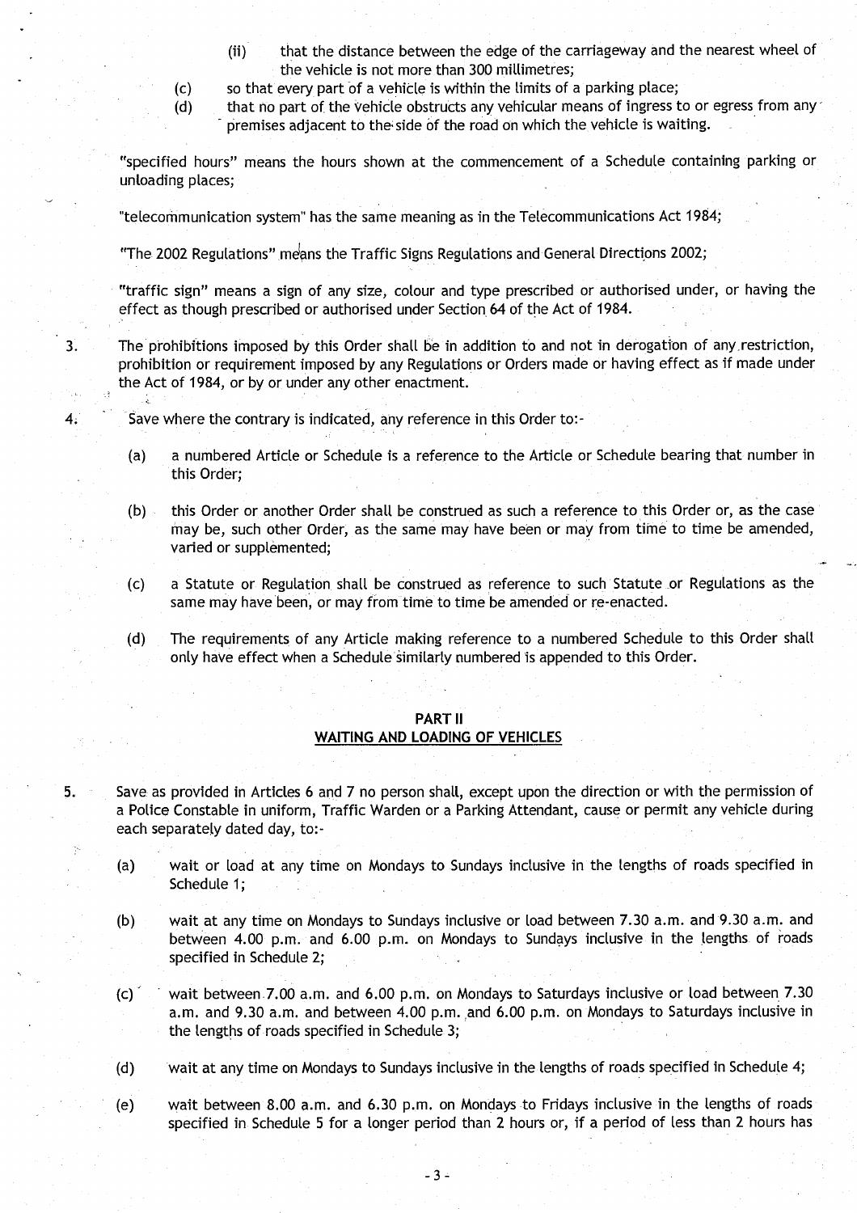(ii) that the distance between the edge of the carriageway and the nearest wheel of the vehicle is not more than 300 millimetres;

(c) so that every part of a vehicle is within the limits of a parking place;

(d) that no part of the vehicle obstructs any vehicular means of ingress to or egress from any premises adjacent to the side of the road on which the vehicle is waiting.

"specified hours" means the hours shown at the commencement of a Schedule containing parking or unloading places;

"telecommunication system" has the same meaning as in the Telecommunications Act 1984;

"The 2002 Regulations" means the Traffic Signs Regulations and General Directions 2002;

"traffic sign" means a sign of any size, colour and type prescribed or authorised under, or having the effect as though prescribed or authorised under Section 64 of the Act of 1984.

3. The prohibitions imposed by this Order shall be in addition to and not in derogation of any restriction, prohibition or requirement imposed by any Regulations or Orders made or having effect as if made under the Act of 1984, or by or under any other enactment.

4. Save where the contrary is indicated, any reference in this Order to:-

   (a) a numbered Article or Schedule is a reference to the Article or Schedule bearing that number in this Order;

   (b) this Order or another Order shall be construed as such a reference to this Order or, as the case may be, such other Order, as the same may have been or may from time to time be amended, varied or supplemented;

   (c) a Statute or Regulation shall be construed as reference to such Statute or Regulations as the same may have been, or may from time to time be amended or re-enacted.

   (d) The requirements of any Article making reference to a numbered Schedule to this Order shall only have effect when a Schedule similarly numbered is appended to this Order.

## PART II
## WAITING AND LOADING OF VEHICLES

5. Save as provided in Articles 6 and 7 no person shall, except upon the direction or with the permission of a Police Constable in uniform, Traffic Warden or a Parking Attendant, cause or permit any vehicle during each separately dated day, to:-

   (a) wait or load at any time on Mondays to Sundays inclusive in the lengths of roads specified in Schedule 1;

   (b) wait at any time on Mondays to Sundays inclusive or load between 7.30 a.m. and 9.30 a.m. and between 4.00 p.m. and 6.00 p.m. on Mondays to Sundays inclusive in the lengths of roads specified in Schedule 2;

   (c) wait between 7.00 a.m. and 6.00 p.m. on Mondays to Saturdays inclusive or load between 7.30 a.m. and 9.30 a.m. and between 4.00 p.m. and 6.00 p.m. on Mondays to Saturdays inclusive in the lengths of roads specified in Schedule 3;

   (d) wait at any time on Mondays to Sundays inclusive in the lengths of roads specified in Schedule 4;

   (e) wait between 8.00 a.m. and 6.30 p.m. on Mondays to Fridays inclusive in the lengths of roads specified in Schedule 5 for a longer period than 2 hours or, if a period of less than 2 hours has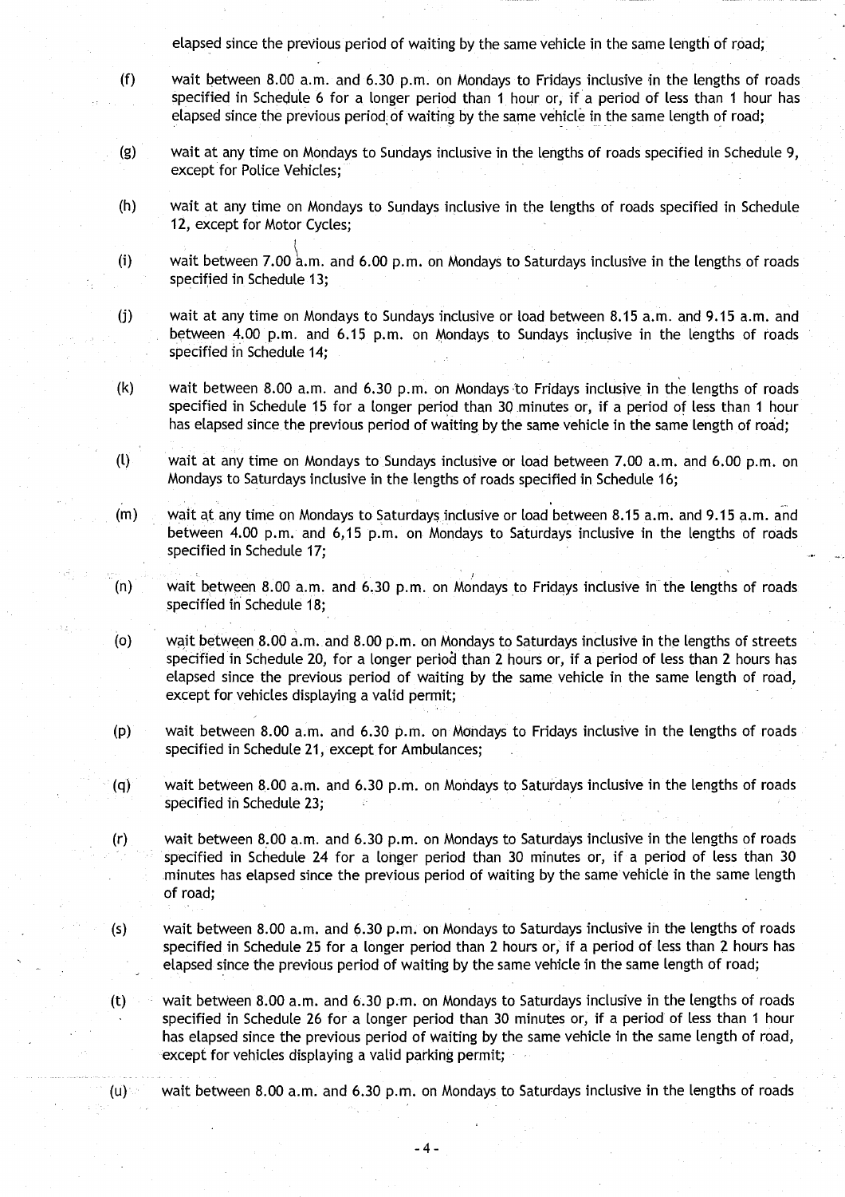elapsed since the previous period of waiting by the same vehicle in the same length of road;

(f) wait between 8.00 a.m. and 6.30 p.m. on Mondays to Fridays inclusive in the lengths of roads specified in Schedule 6 for a longer period than 1 hour or, if a period of less than 1 hour has elapsed since the previous period of waiting by the same vehicle in the same length of road;

(g) wait at any time on Mondays to Sundays inclusive in the lengths of roads specified in Schedule 9, except for Police Vehicles;

(h) wait at any time on Mondays to Sundays inclusive in the lengths of roads specified in Schedule 12, except for Motor Cycles;

(i) wait between 7.00 a.m. and 6.00 p.m. on Mondays to Saturdays inclusive in the lengths of roads specified in Schedule 13;

(j) wait at any time on Mondays to Sundays inclusive or load between 8.15 a.m. and 9.15 a.m. and between 4.00 p.m. and 6.15 p.m. on Mondays to Sundays inclusive in the lengths of roads specified in Schedule 14;

(k) wait between 8.00 a.m. and 6.30 p.m. on Mondays to Fridays inclusive in the lengths of roads specified in Schedule 15 for a longer period than 30 minutes or, if a period of less than 1 hour has elapsed since the previous period of waiting by the same vehicle in the same length of road;

(l) wait at any time on Mondays to Sundays inclusive or load between 7.00 a.m. and 6.00 p.m. on Mondays to Saturdays inclusive in the lengths of roads specified in Schedule 16;

(m) wait at any time on Mondays to Saturdays inclusive or load between 8.15 a.m. and 9.15 a.m. and between 4.00 p.m. and 6,15 p.m. on Mondays to Saturdays inclusive in the lengths of roads specified in Schedule 17;

(n) wait between 8.00 a.m. and 6.30 p.m. on Mondays to Fridays inclusive in the lengths of roads specified in Schedule 18;

(o) wait between 8.00 a.m. and 8.00 p.m. on Mondays to Saturdays inclusive in the lengths of streets specified in Schedule 20, for a longer period than 2 hours or, if a period of less than 2 hours has elapsed since the previous period of waiting by the same vehicle in the same length of road, except for vehicles displaying a valid permit;

(p) wait between 8.00 a.m. and 6.30 p.m. on Mondays to Fridays inclusive in the lengths of roads specified in Schedule 21, except for Ambulances;

(q) wait between 8.00 a.m. and 6.30 p.m. on Mondays to Saturdays inclusive in the lengths of roads specified in Schedule 23;

(r) wait between 8.00 a.m. and 6.30 p.m. on Mondays to Saturdays inclusive in the lengths of roads specified in Schedule 24 for a longer period than 30 minutes or, if a period of less than 30 minutes has elapsed since the previous period of waiting by the same vehicle in the same length of road;

(s) wait between 8.00 a.m. and 6.30 p.m. on Mondays to Saturdays inclusive in the lengths of roads specified in Schedule 25 for a longer period than 2 hours or, if a period of less than 2 hours has elapsed since the previous period of waiting by the same vehicle in the same length of road;

(t) wait between 8.00 a.m. and 6.30 p.m. on Mondays to Saturdays inclusive in the lengths of roads specified in Schedule 26 for a longer period than 30 minutes or, if a period of less than 1 hour has elapsed since the previous period of waiting by the same vehicle in the same length of road, except for vehicles displaying a valid parking permit;

(u) wait between 8.00 a.m. and 6.30 p.m. on Mondays to Saturdays inclusive in the lengths of roads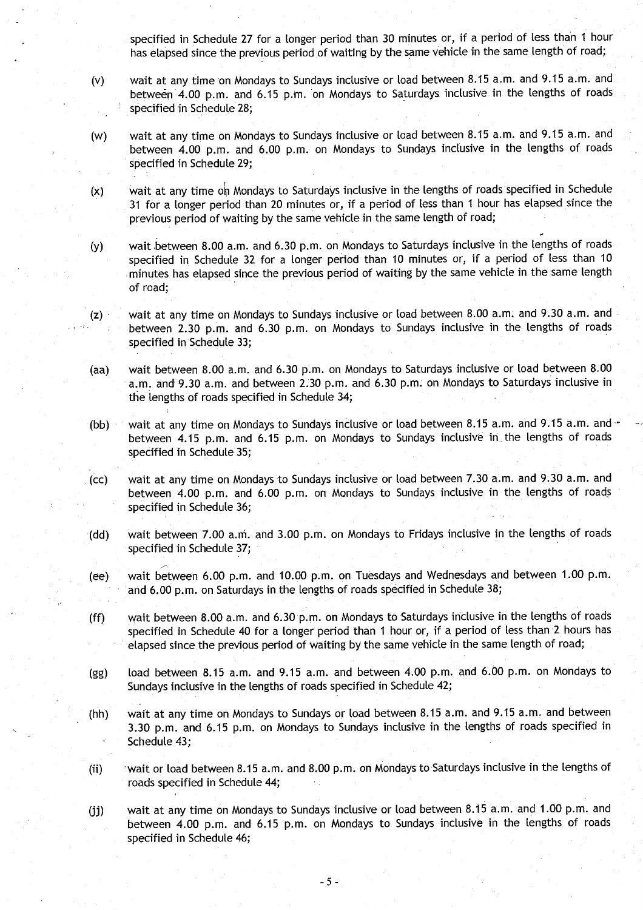specified in Schedule 27 for a longer period than 30 minutes or, if a period of less than 1 hour has elapsed since the previous period of waiting by the same vehicle in the same length of road;

(v) wait at any time on Mondays to Sundays inclusive or load between 8.15 a.m. and 9.15 a.m. and between 4.00 p.m. and 6.15 p.m. on Mondays to Saturdays inclusive in the lengths of roads specified in Schedule 28;

(w) wait at any time on Mondays to Sundays inclusive or load between 8.15 a.m. and 9.15 a.m. and between 4.00 p.m. and 6.00 p.m. on Mondays to Sundays inclusive in the lengths of roads specified in Schedule 29;

(x) wait at any time on Mondays to Saturdays inclusive in the lengths of roads specified in Schedule 31 for a longer period than 20 minutes or, if a period of less than 1 hour has elapsed since the previous period of waiting by the same vehicle in the same length of road;

(y) wait between 8.00 a.m. and 6.30 p.m. on Mondays to Saturdays inclusive in the lengths of roads specified in Schedule 32 for a longer period than 10 minutes or, if a period of less than 10 minutes has elapsed since the previous period of waiting by the same vehicle in the same length of road;

(z) wait at any time on Mondays to Sundays inclusive or load between 8.00 a.m. and 9.30 a.m. and between 2.30 p.m. and 6.30 p.m. on Mondays to Sundays inclusive in the lengths of roads specified in Schedule 33;

(aa) wait between 8.00 a.m. and 6.30 p.m. on Mondays to Saturdays inclusive or load between 8.00 a.m. and 9.30 a.m. and between 2.30 p.m. and 6.30 p.m. on Mondays to Saturdays inclusive in the lengths of roads specified in Schedule 34;

(bb) wait at any time on Mondays to Sundays inclusive or load between 8.15 a.m. and 9.15 a.m. and between 4.15 p.m. and 6.15 p.m. on Mondays to Sundays inclusive in the lengths of roads specified in Schedule 35;

(cc) wait at any time on Mondays to Sundays inclusive or load between 7.30 a.m. and 9.30 a.m. and between 4.00 p.m. and 6.00 p.m. on Mondays to Sundays inclusive in the lengths of roads specified in Schedule 36;

(dd) wait between 7.00 a.m. and 3.00 p.m. on Mondays to Fridays inclusive in the lengths of roads specified in Schedule 37;

(ee) wait between 6.00 p.m. and 10.00 p.m. on Tuesdays and Wednesdays and between 1.00 p.m. and 6.00 p.m. on Saturdays in the lengths of roads specified in Schedule 38;

(ff) wait between 8.00 a.m. and 6.30 p.m. on Mondays to Saturdays inclusive in the lengths of roads specified in Schedule 40 for a longer period than 1 hour or, if a period of less than 2 hours has elapsed since the previous period of waiting by the same vehicle in the same length of road;

(gg) load between 8.15 a.m. and 9.15 a.m. and between 4.00 p.m. and 6.00 p.m. on Mondays to Sundays inclusive in the lengths of roads specified in Schedule 42;

(hh) wait at any time on Mondays to Sundays or load between 8.15 a.m. and 9.15 a.m. and between 3.30 p.m. and 6.15 p.m. on Mondays to Sundays inclusive in the lengths of roads specified in Schedule 43;

(ii) wait or load between 8.15 a.m. and 8.00 p.m. on Mondays to Saturdays inclusive in the lengths of roads specified in Schedule 44;

(jj) wait at any time on Mondays to Sundays inclusive or load between 8.15 a.m. and 1.00 p.m. and between 4.00 p.m. and 6.15 p.m. on Mondays to Sundays inclusive in the lengths of roads specified in Schedule 46;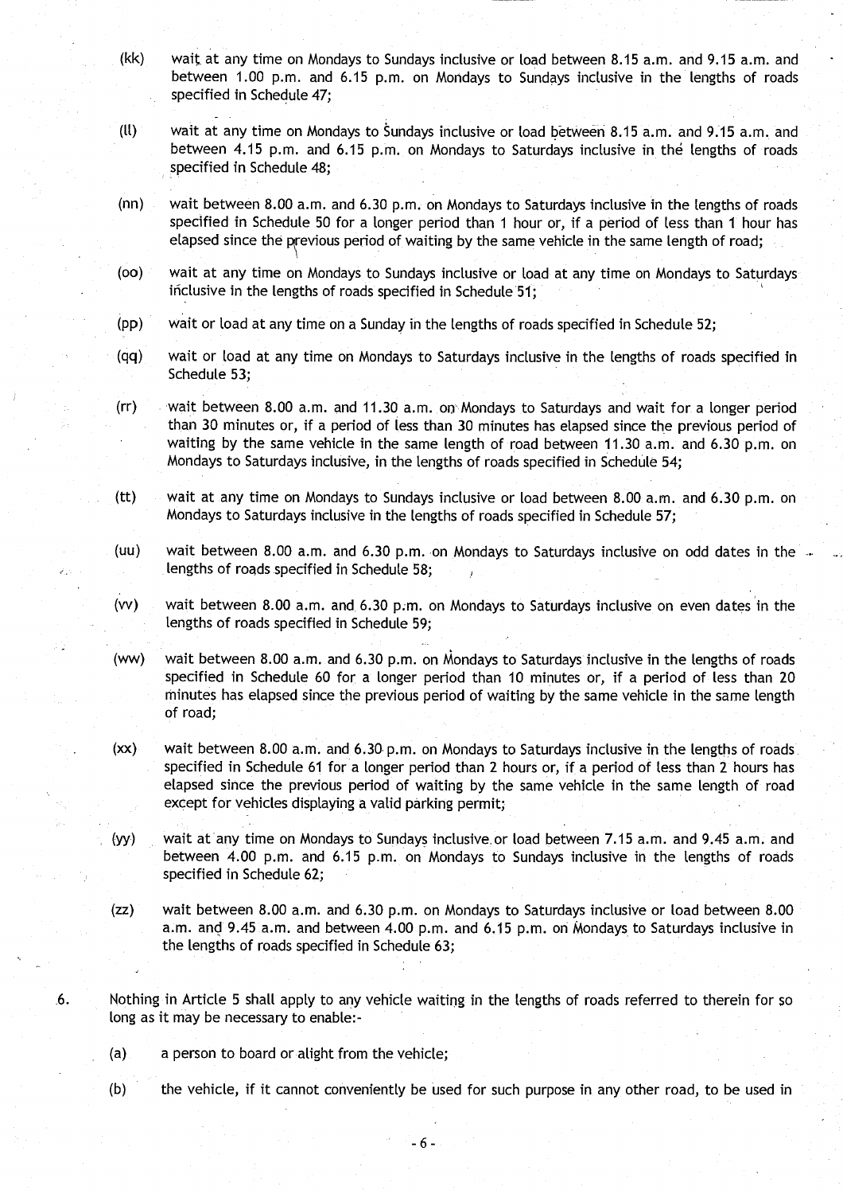(kk) wait at any time on Mondays to Sundays inclusive or load between 8.15 a.m. and 9.15 a.m. and between 1.00 p.m. and 6.15 p.m. on Mondays to Sundays inclusive in the lengths of roads specified in Schedule 47;

(ll) wait at any time on Mondays to Sundays inclusive or load between 8.15 a.m. and 9.15 a.m. and between 4.15 p.m. and 6.15 p.m. on Mondays to Saturdays inclusive in the lengths of roads specified in Schedule 48;

(nn) wait between 8.00 a.m. and 6.30 p.m. on Mondays to Saturdays inclusive in the lengths of roads specified in Schedule 50 for a longer period than 1 hour or, if a period of less than 1 hour has elapsed since the previous period of waiting by the same vehicle in the same length of road;

(oo) wait at any time on Mondays to Sundays inclusive or load at any time on Mondays to Saturdays inclusive in the lengths of roads specified in Schedule 51;

(pp) wait or load at any time on a Sunday in the lengths of roads specified in Schedule 52;

(qq) wait or load at any time on Mondays to Saturdays inclusive in the lengths of roads specified in Schedule 53;

(rr) wait between 8.00 a.m. and 11.30 a.m. on Mondays to Saturdays and wait for a longer period than 30 minutes or, if a period of less than 30 minutes has elapsed since the previous period of waiting by the same vehicle in the same length of road between 11.30 a.m. and 6.30 p.m. on Mondays to Saturdays inclusive, in the lengths of roads specified in Schedule 54;

(tt) wait at any time on Mondays to Sundays inclusive or load between 8.00 a.m. and 6.30 p.m. on Mondays to Saturdays inclusive in the lengths of roads specified in Schedule 57;

(uu) wait between 8.00 a.m. and 6.30 p.m. on Mondays to Saturdays inclusive on odd dates in the lengths of roads specified in Schedule 58;

(vv) wait between 8.00 a.m. and 6.30 p.m. on Mondays to Saturdays inclusive on even dates in the lengths of roads specified in Schedule 59;

(ww) wait between 8.00 a.m. and 6.30 p.m. on Mondays to Saturdays inclusive in the lengths of roads specified in Schedule 60 for a longer period than 10 minutes or, if a period of less than 20 minutes has elapsed since the previous period of waiting by the same vehicle in the same length of road;

(xx) wait between 8.00 a.m. and 6.30 p.m. on Mondays to Saturdays inclusive in the lengths of roads specified in Schedule 61 for a longer period than 2 hours or, if a period of less than 2 hours has elapsed since the previous period of waiting by the same vehicle in the same length of road except for vehicles displaying a valid parking permit;

(yy) wait at any time on Mondays to Sundays inclusive or load between 7.15 a.m. and 9.45 a.m. and between 4.00 p.m. and 6.15 p.m. on Mondays to Sundays inclusive in the lengths of roads specified in Schedule 62;

(zz) wait between 8.00 a.m. and 6.30 p.m. on Mondays to Saturdays inclusive or load between 8.00 a.m. and 9.45 a.m. and between 4.00 p.m. and 6.15 p.m. on Mondays to Saturdays inclusive in the lengths of roads specified in Schedule 63;

6. Nothing in Article 5 shall apply to any vehicle waiting in the lengths of roads referred to therein for so long as it may be necessary to enable:-

(a) a person to board or alight from the vehicle;

(b) the vehicle, if it cannot conveniently be used for such purpose in any other road, to be used in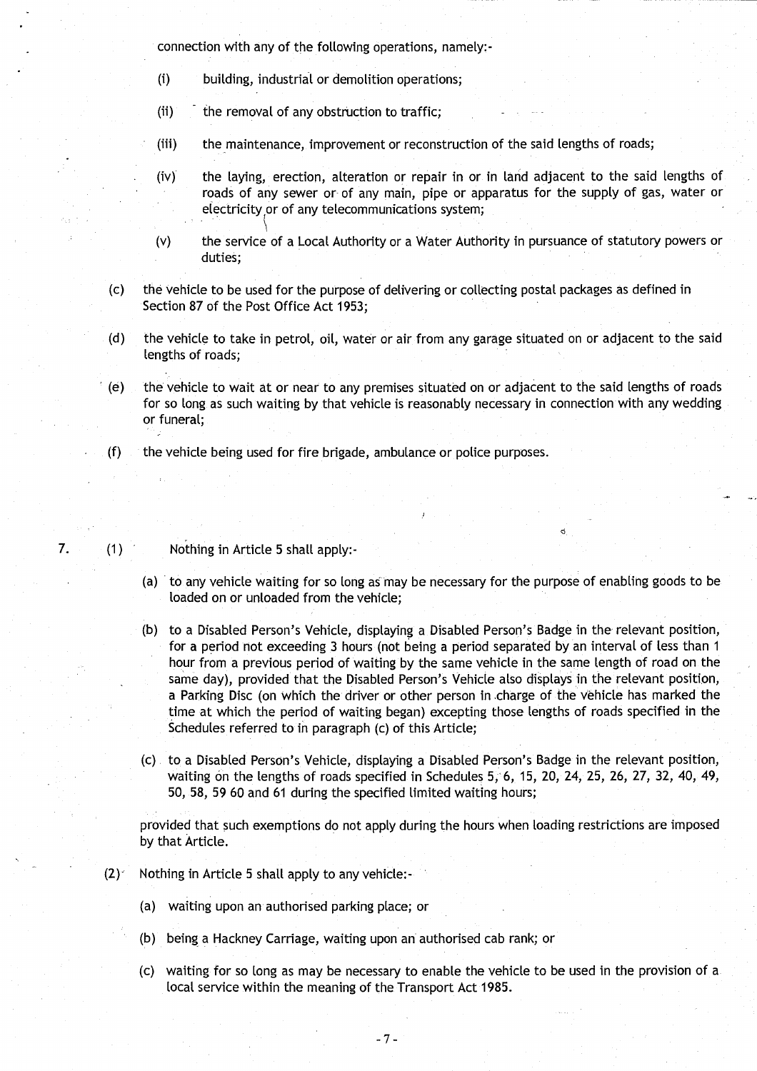connection with any of the following operations, namely:-

(i) building, industrial or demolition operations;

(ii) the removal of any obstruction to traffic;

(iii) the maintenance, improvement or reconstruction of the said lengths of roads;

(iv) the laying, erection, alteration or repair in or in land adjacent to the said lengths of roads of any sewer or of any main, pipe or apparatus for the supply of gas, water or electricity or of any telecommunications system;

(v) the service of a Local Authority or a Water Authority in pursuance of statutory powers or duties;

(c) the vehicle to be used for the purpose of delivering or collecting postal packages as defined in Section 87 of the Post Office Act 1953;

(d) the vehicle to take in petrol, oil, water or air from any garage situated on or adjacent to the said lengths of roads;

(e) the vehicle to wait at or near to any premises situated on or adjacent to the said lengths of roads for so long as such waiting by that vehicle is reasonably necessary in connection with any wedding or funeral;

(f) the vehicle being used for fire brigade, ambulance or police purposes.

7. (1) Nothing in Article 5 shall apply:-

(a) to any vehicle waiting for so long as may be necessary for the purpose of enabling goods to be loaded on or unloaded from the vehicle;

(b) to a Disabled Person's Vehicle, displaying a Disabled Person's Badge in the relevant position, for a period not exceeding 3 hours (not being a period separated by an interval of less than 1 hour from a previous period of waiting by the same vehicle in the same length of road on the same day), provided that the Disabled Person's Vehicle also displays in the relevant position, a Parking Disc (on which the driver or other person in charge of the vehicle has marked the time at which the period of waiting began) excepting those lengths of roads specified in the Schedules referred to in paragraph (c) of this Article;

(c) to a Disabled Person's Vehicle, displaying a Disabled Person's Badge in the relevant position, waiting on the lengths of roads specified in Schedules 5, 6, 15, 20, 24, 25, 26, 27, 32, 40, 49, 50, 58, 59 60 and 61 during the specified limited waiting hours;

provided that such exemptions do not apply during the hours when loading restrictions are imposed by that Article.

(2) Nothing in Article 5 shall apply to any vehicle:-

(a) waiting upon an authorised parking place; or

(b) being a Hackney Carriage, waiting upon an authorised cab rank; or

(c) waiting for so long as may be necessary to enable the vehicle to be used in the provision of a local service within the meaning of the Transport Act 1985.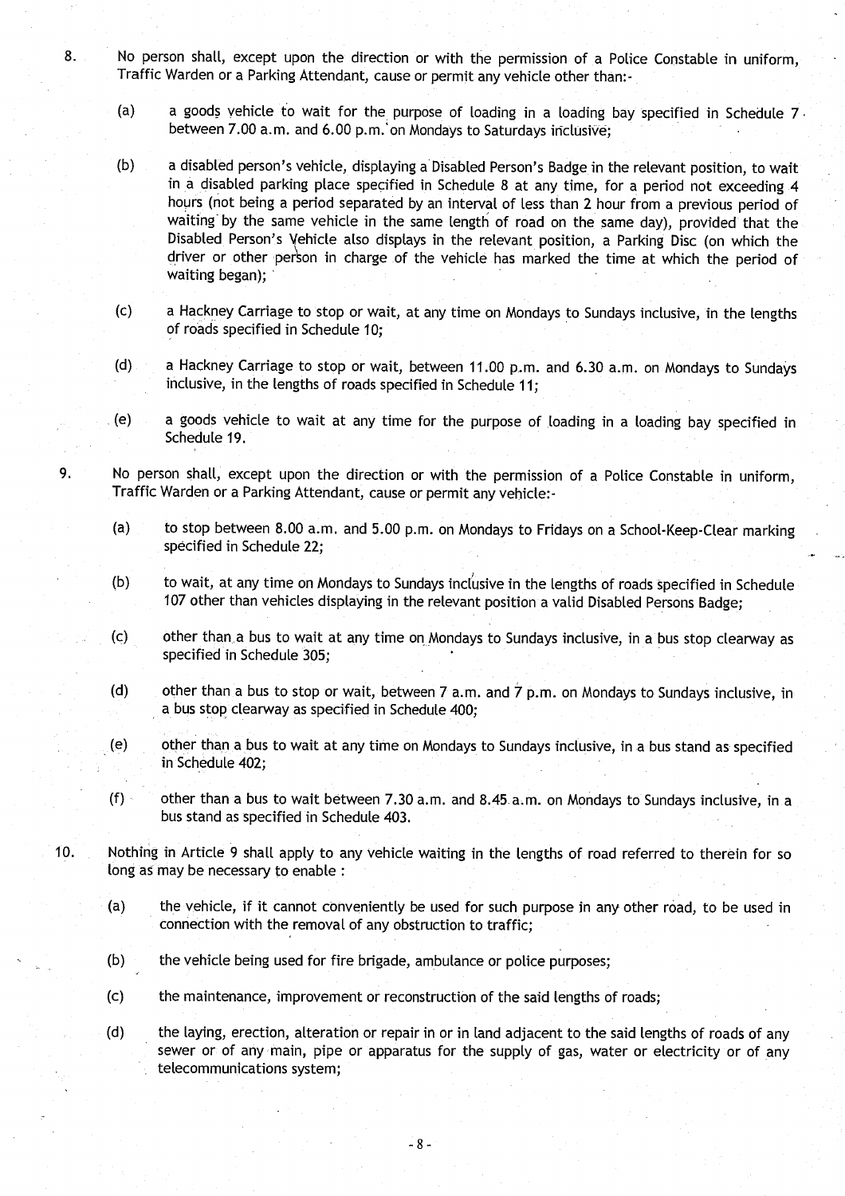8. No person shall, except upon the direction or with the permission of a Police Constable in uniform, Traffic Warden or a Parking Attendant, cause or permit any vehicle other than:-

   (a) a goods vehicle to wait for the purpose of loading in a loading bay specified in Schedule 7 between 7.00 a.m. and 6.00 p.m. on Mondays to Saturdays inclusive;

   (b) a disabled person's vehicle, displaying a Disabled Person's Badge in the relevant position, to wait in a disabled parking place specified in Schedule 8 at any time, for a period not exceeding 4 hours (not being a period separated by an interval of less than 2 hour from a previous period of waiting by the same vehicle in the same length of road on the same day), provided that the Disabled Person's Vehicle also displays in the relevant position, a Parking Disc (on which the driver or other person in charge of the vehicle has marked the time at which the period of waiting began);

   (c) a Hackney Carriage to stop or wait, at any time on Mondays to Sundays inclusive, in the lengths of roads specified in Schedule 10;

   (d) a Hackney Carriage to stop or wait, between 11.00 p.m. and 6.30 a.m. on Mondays to Sundays inclusive, in the lengths of roads specified in Schedule 11;

   (e) a goods vehicle to wait at any time for the purpose of loading in a loading bay specified in Schedule 19.

9. No person shall, except upon the direction or with the permission of a Police Constable in uniform, Traffic Warden or a Parking Attendant, cause or permit any vehicle:-

   (a) to stop between 8.00 a.m. and 5.00 p.m. on Mondays to Fridays on a School-Keep-Clear marking specified in Schedule 22;

   (b) to wait, at any time on Mondays to Sundays inclusive in the lengths of roads specified in Schedule 107 other than vehicles displaying in the relevant position a valid Disabled Persons Badge;

   (c) other than a bus to wait at any time on Mondays to Sundays inclusive, in a bus stop clearway as specified in Schedule 305;

   (d) other than a bus to stop or wait, between 7 a.m. and 7 p.m. on Mondays to Sundays inclusive, in a bus stop clearway as specified in Schedule 400;

   (e) other than a bus to wait at any time on Mondays to Sundays inclusive, in a bus stand as specified in Schedule 402;

   (f) other than a bus to wait between 7.30 a.m. and 8.45 a.m. on Mondays to Sundays inclusive, in a bus stand as specified in Schedule 403.

10. Nothing in Article 9 shall apply to any vehicle waiting in the lengths of road referred to therein for so long as may be necessary to enable :

    (a) the vehicle, if it cannot conveniently be used for such purpose in any other road, to be used in connection with the removal of any obstruction to traffic;

    (b) the vehicle being used for fire brigade, ambulance or police purposes;

    (c) the maintenance, improvement or reconstruction of the said lengths of roads;

    (d) the laying, erection, alteration or repair in or in land adjacent to the said lengths of roads of any sewer or of any main, pipe or apparatus for the supply of gas, water or electricity or of any telecommunications system;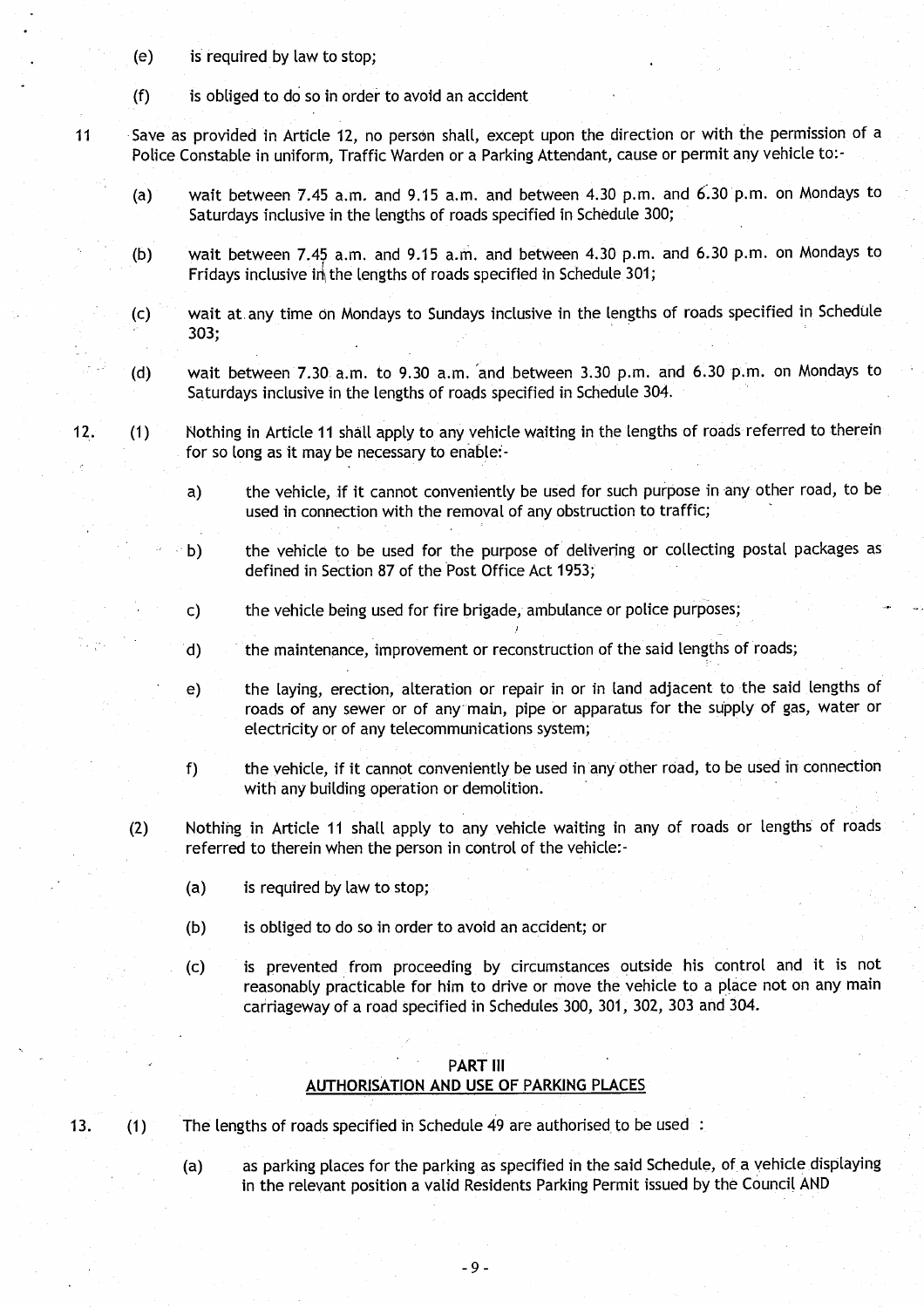(e) is required by law to stop;

(f) is obliged to do so in order to avoid an accident

11 Save as provided in Article 12, no person shall, except upon the direction or with the permission of a Police Constable in uniform, Traffic Warden or a Parking Attendant, cause or permit any vehicle to:-

(a) wait between 7.45 a.m. and 9.15 a.m. and between 4.30 p.m. and 6.30 p.m. on Mondays to Saturdays inclusive in the lengths of roads specified in Schedule 300;

(b) wait between 7.45 a.m. and 9.15 a.m. and between 4.30 p.m. and 6.30 p.m. on Mondays to Fridays inclusive in the lengths of roads specified in Schedule 301;

(c) wait at any time on Mondays to Sundays inclusive in the lengths of roads specified in Schedule 303;

(d) wait between 7.30 a.m. to 9.30 a.m. and between 3.30 p.m. and 6.30 p.m. on Mondays to Saturdays inclusive in the lengths of roads specified in Schedule 304.

12. (1) Nothing in Article 11 shall apply to any vehicle waiting in the lengths of roads referred to therein for so long as it may be necessary to enable:-

a) the vehicle, if it cannot conveniently be used for such purpose in any other road, to be used in connection with the removal of any obstruction to traffic;

b) the vehicle to be used for the purpose of delivering or collecting postal packages as defined in Section 87 of the Post Office Act 1953;

c) the vehicle being used for fire brigade, ambulance or police purposes;

d) the maintenance, improvement or reconstruction of the said lengths of roads;

e) the laying, erection, alteration or repair in or in land adjacent to the said lengths of roads of any sewer or of any main, pipe or apparatus for the supply of gas, water or electricity or of any telecommunications system;

f) the vehicle, if it cannot conveniently be used in any other road, to be used in connection with any building operation or demolition.

(2) Nothing in Article 11 shall apply to any vehicle waiting in any of roads or lengths of roads referred to therein when the person in control of the vehicle:-

(a) is required by law to stop;

(b) is obliged to do so in order to avoid an accident; or

(c) is prevented from proceeding by circumstances outside his control and it is not reasonably practicable for him to drive or move the vehicle to a place not on any main carriageway of a road specified in Schedules 300, 301, 302, 303 and 304.

## PART III
## AUTHORISATION AND USE OF PARKING PLACES

13. (1) The lengths of roads specified in Schedule 49 are authorised to be used :

(a) as parking places for the parking as specified in the said Schedule, of a vehicle displaying in the relevant position a valid Residents Parking Permit issued by the Council AND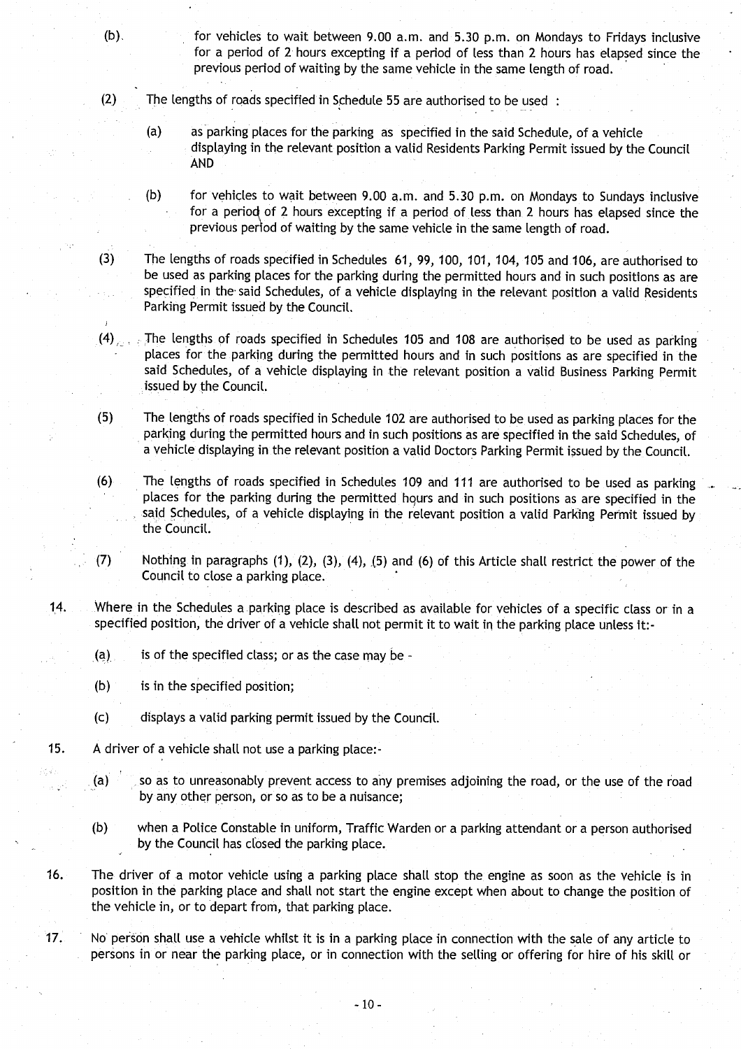(b) for vehicles to wait between 9.00 a.m. and 5.30 p.m. on Mondays to Fridays inclusive for a period of 2 hours excepting if a period of less than 2 hours has elapsed since the previous period of waiting by the same vehicle in the same length of road.

(2) The lengths of roads specified in Schedule 55 are authorised to be used :

(a) as parking places for the parking as specified in the said Schedule, of a vehicle displaying in the relevant position a valid Residents Parking Permit issued by the Council AND

(b) for vehicles to wait between 9.00 a.m. and 5.30 p.m. on Mondays to Sundays inclusive for a period of 2 hours excepting if a period of less than 2 hours has elapsed since the previous period of waiting by the same vehicle in the same length of road.

(3) The lengths of roads specified in Schedules 61, 99, 100, 101, 104, 105 and 106, are authorised to be used as parking places for the parking during the permitted hours and in such positions as are specified in the said Schedules, of a vehicle displaying in the relevant position a valid Residents Parking Permit issued by the Council.

(4) The lengths of roads specified in Schedules 105 and 108 are authorised to be used as parking places for the parking during the permitted hours and in such positions as are specified in the said Schedules, of a vehicle displaying in the relevant position a valid Business Parking Permit issued by the Council.

(5) The lengths of roads specified in Schedule 102 are authorised to be used as parking places for the parking during the permitted hours and in such positions as are specified in the said Schedules, of a vehicle displaying in the relevant position a valid Doctors Parking Permit issued by the Council.

(6) The lengths of roads specified in Schedules 109 and 111 are authorised to be used as parking places for the parking during the permitted hours and in such positions as are specified in the said Schedules, of a vehicle displaying in the relevant position a valid Parking Permit issued by the Council.

(7) Nothing in paragraphs (1), (2), (3), (4), (5) and (6) of this Article shall restrict the power of the Council to close a parking place.

14. Where in the Schedules a parking place is described as available for vehicles of a specific class or in a specified position, the driver of a vehicle shall not permit it to wait in the parking place unless it:-

(a) is of the specified class; or as the case may be -

(b) is in the specified position;

(c) displays a valid parking permit issued by the Council.

15. A driver of a vehicle shall not use a parking place:-

(a) so as to unreasonably prevent access to any premises adjoining the road, or the use of the road by any other person, or so as to be a nuisance;

(b) when a Police Constable in uniform, Traffic Warden or a parking attendant or a person authorised by the Council has closed the parking place.

16. The driver of a motor vehicle using a parking place shall stop the engine as soon as the vehicle is in position in the parking place and shall not start the engine except when about to change the position of the vehicle in, or to depart from, that parking place.

17. No person shall use a vehicle whilst it is in a parking place in connection with the sale of any article to persons in or near the parking place, or in connection with the selling or offering for hire of his skill or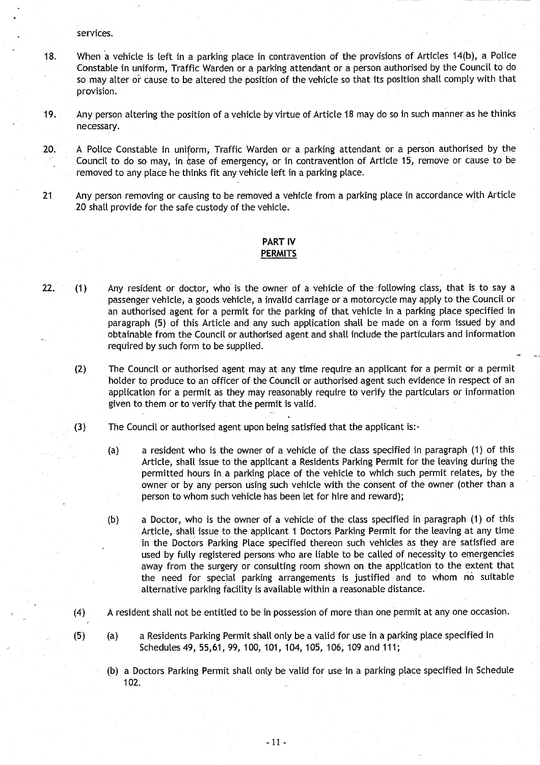services.

18. When a vehicle is left in a parking place in contravention of the provisions of Articles 14(b), a Police Constable in uniform, Traffic Warden or a parking attendant or a person authorised by the Council to do so may alter or cause to be altered the position of the vehicle so that its position shall comply with that provision.

19. Any person altering the position of a vehicle by virtue of Article 18 may do so in such manner as he thinks necessary.

20. A Police Constable in uniform, Traffic Warden or a parking attendant or a person authorised by the Council to do so may, in case of emergency, or in contravention of Article 15, remove or cause to be removed to any place he thinks fit any vehicle left in a parking place.

21 Any person removing or causing to be removed a vehicle from a parking place in accordance with Article 20 shall provide for the safe custody of the vehicle.

## PART IV
## PERMITS

22. (1) Any resident or doctor, who is the owner of a vehicle of the following class, that is to say a passenger vehicle, a goods vehicle, a invalid carriage or a motorcycle may apply to the Council or an authorised agent for a permit for the parking of that vehicle in a parking place specified in paragraph (5) of this Article and any such application shall be made on a form issued by and obtainable from the Council or authorised agent and shall include the particulars and information required by such form to be supplied.

(2) The Council or authorised agent may at any time require an applicant for a permit or a permit holder to produce to an officer of the Council or authorised agent such evidence in respect of an application for a permit as they may reasonably require to verify the particulars or information given to them or to verify that the permit is valid.

(3) The Council or authorised agent upon being satisfied that the applicant is:-

(a) a resident who is the owner of a vehicle of the class specified in paragraph (1) of this Article, shall issue to the applicant a Residents Parking Permit for the leaving during the permitted hours in a parking place of the vehicle to which such permit relates, by the owner or by any person using such vehicle with the consent of the owner (other than a person to whom such vehicle has been let for hire and reward);

(b) a Doctor, who is the owner of a vehicle of the class specified in paragraph (1) of this Article, shall issue to the applicant 1 Doctors Parking Permit for the leaving at any time in the Doctors Parking Place specified thereon such vehicles as they are satisfied are used by fully registered persons who are liable to be called of necessity to emergencies away from the surgery or consulting room shown on the application to the extent that the need for special parking arrangements is justified and to whom no suitable alternative parking facility is available within a reasonable distance.

(4) A resident shall not be entitled to be in possession of more than one permit at any one occasion.

(5) (a) a Residents Parking Permit shall only be a valid for use in a parking place specified in Schedules 49, 55,61, 99, 100, 101, 104, 105, 106, 109 and 111;

(b) a Doctors Parking Permit shall only be valid for use in a parking place specified in Schedule 102.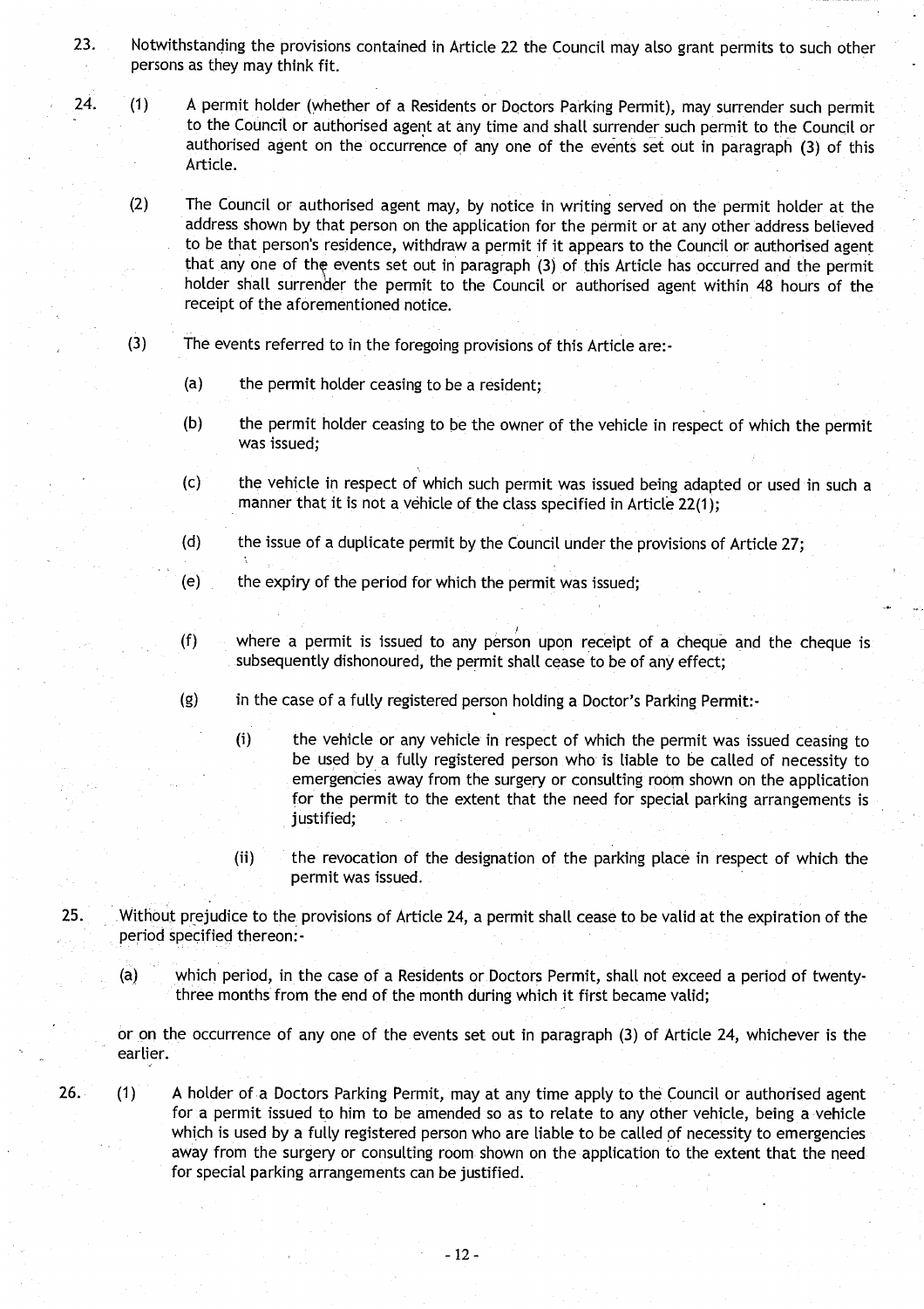23. Notwithstanding the provisions contained in Article 22 the Council may also grant permits to such other persons as they may think fit.

24. (1) A permit holder (whether of a Residents or Doctors Parking Permit), may surrender such permit to the Council or authorised agent at any time and shall surrender such permit to the Council or authorised agent on the occurrence of any one of the events set out in paragraph (3) of this Article.

(2) The Council or authorised agent may, by notice in writing served on the permit holder at the address shown by that person on the application for the permit or at any other address believed to be that person's residence, withdraw a permit if it appears to the Council or authorised agent that any one of the events set out in paragraph (3) of this Article has occurred and the permit holder shall surrender the permit to the Council or authorised agent within 48 hours of the receipt of the aforementioned notice.

(3) The events referred to in the foregoing provisions of this Article are:-

(a) the permit holder ceasing to be a resident;

(b) the permit holder ceasing to be the owner of the vehicle in respect of which the permit was issued;

(c) the vehicle in respect of which such permit was issued being adapted or used in such a manner that it is not a vehicle of the class specified in Article 22(1);

(d) the issue of a duplicate permit by the Council under the provisions of Article 27;

(e) the expiry of the period for which the permit was issued;

(f) where a permit is issued to any person upon receipt of a cheque and the cheque is subsequently dishonoured, the permit shall cease to be of any effect;

(g) in the case of a fully registered person holding a Doctor's Parking Permit:-

(i) the vehicle or any vehicle in respect of which the permit was issued ceasing to be used by a fully registered person who is liable to be called of necessity to emergencies away from the surgery or consulting room shown on the application for the permit to the extent that the need for special parking arrangements is justified;

(ii) the revocation of the designation of the parking place in respect of which the permit was issued.

25. Without prejudice to the provisions of Article 24, a permit shall cease to be valid at the expiration of the period specified thereon:-

(a) which period, in the case of a Residents or Doctors Permit, shall not exceed a period of twenty-three months from the end of the month during which it first became valid;

or on the occurrence of any one of the events set out in paragraph (3) of Article 24, whichever is the earlier.

26. (1) A holder of a Doctors Parking Permit, may at any time apply to the Council or authorised agent for a permit issued to him to be amended so as to relate to any other vehicle, being a vehicle which is used by a fully registered person who are liable to be called of necessity to emergencies away from the surgery or consulting room shown on the application to the extent that the need for special parking arrangements can be justified.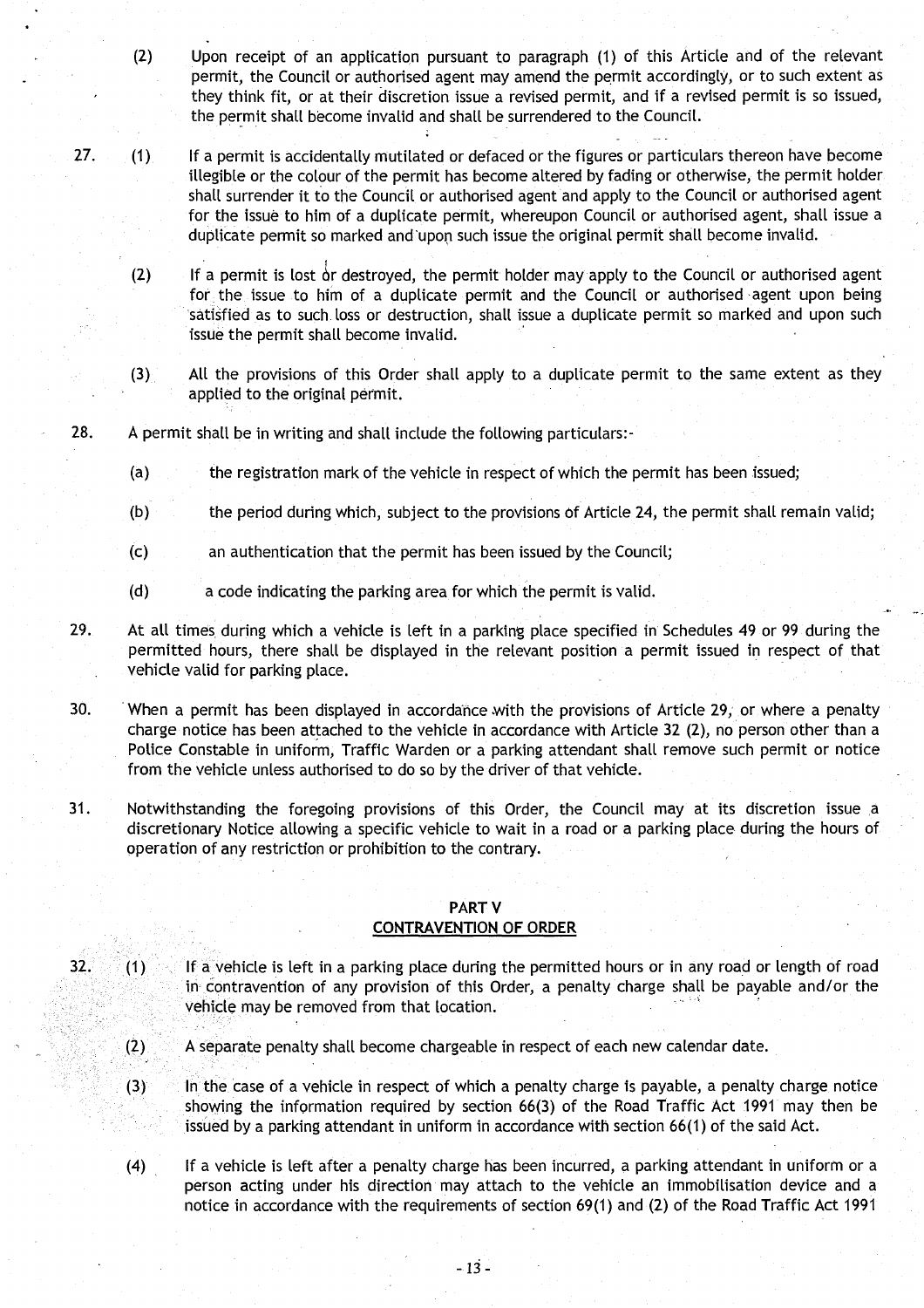(2) Upon receipt of an application pursuant to paragraph (1) of this Article and of the relevant permit, the Council or authorised agent may amend the permit accordingly, or to such extent as they think fit, or at their discretion issue a revised permit, and if a revised permit is so issued, the permit shall become invalid and shall be surrendered to the Council.

27. (1) If a permit is accidentally mutilated or defaced or the figures or particulars thereon have become illegible or the colour of the permit has become altered by fading or otherwise, the permit holder shall surrender it to the Council or authorised agent and apply to the Council or authorised agent for the issue to him of a duplicate permit, whereupon Council or authorised agent, shall issue a duplicate permit so marked and upon such issue the original permit shall become invalid.

(2) If a permit is lost or destroyed, the permit holder may apply to the Council or authorised agent for the issue to him of a duplicate permit and the Council or authorised agent upon being satisfied as to such loss or destruction, shall issue a duplicate permit so marked and upon such issue the permit shall become invalid.

(3) All the provisions of this Order shall apply to a duplicate permit to the same extent as they applied to the original permit.

28. A permit shall be in writing and shall include the following particulars:-

(a) the registration mark of the vehicle in respect of which the permit has been issued;

(b) the period during which, subject to the provisions of Article 24, the permit shall remain valid;

(c) an authentication that the permit has been issued by the Council;

(d) a code indicating the parking area for which the permit is valid.

29. At all times during which a vehicle is left in a parking place specified in Schedules 49 or 99 during the permitted hours, there shall be displayed in the relevant position a permit issued in respect of that vehicle valid for parking place.

30. When a permit has been displayed in accordance with the provisions of Article 29, or where a penalty charge notice has been attached to the vehicle in accordance with Article 32 (2), no person other than a Police Constable in uniform, Traffic Warden or a parking attendant shall remove such permit or notice from the vehicle unless authorised to do so by the driver of that vehicle.

31. Notwithstanding the foregoing provisions of this Order, the Council may at its discretion issue a discretionary Notice allowing a specific vehicle to wait in a road or a parking place during the hours of operation of any restriction or prohibition to the contrary.

## PART V
## CONTRAVENTION OF ORDER

32. (1) If a vehicle is left in a parking place during the permitted hours or in any road or length of road in contravention of any provision of this Order, a penalty charge shall be payable and/or the vehicle may be removed from that location.

(2) A separate penalty shall become chargeable in respect of each new calendar date.

(3) In the case of a vehicle in respect of which a penalty charge is payable, a penalty charge notice showing the information required by section 66(3) of the Road Traffic Act 1991 may then be issued by a parking attendant in uniform in accordance with section 66(1) of the said Act.

(4) If a vehicle is left after a penalty charge has been incurred, a parking attendant in uniform or a person acting under his direction may attach to the vehicle an immobilisation device and a notice in accordance with the requirements of section 69(1) and (2) of the Road Traffic Act 1991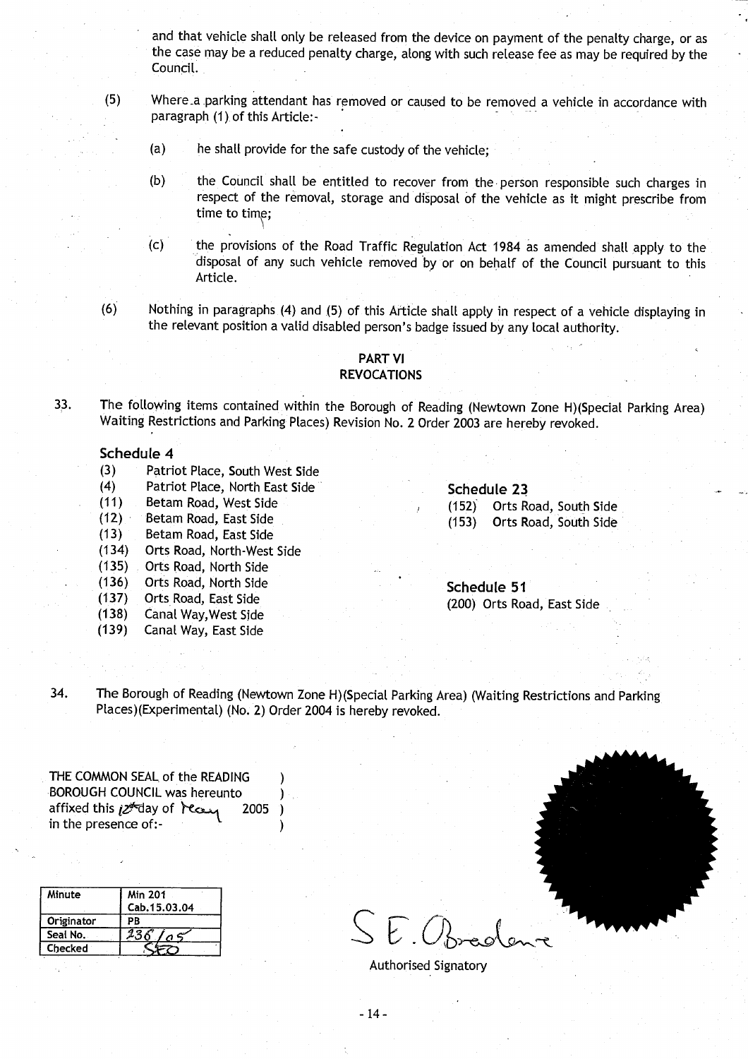and that vehicle shall only be released from the device on payment of the penalty charge, or as the case may be a reduced penalty charge, along with such release fee as may be required by the Council.

(5) Where a parking attendant has removed or caused to be removed a vehicle in accordance with paragraph (1) of this Article:-

(a) he shall provide for the safe custody of the vehicle;

(b) the Council shall be entitled to recover from the person responsible such charges in respect of the removal, storage and disposal of the vehicle as it might prescribe from time to time;

(c) the provisions of the Road Traffic Regulation Act 1984 as amended shall apply to the disposal of any such vehicle removed by or on behalf of the Council pursuant to this Article.

(6) Nothing in paragraphs (4) and (5) of this Article shall apply in respect of a vehicle displaying in the relevant position a valid disabled person's badge issued by any local authority.

## PART VI
## REVOCATIONS

33. The following items contained within the Borough of Reading (Newtown Zone H)(Special Parking Area) Waiting Restrictions and Parking Places) Revision No. 2 Order 2003 are hereby revoked.

**Schedule 4**

(3) Patriot Place, South West Side
(4) Patriot Place, North East Side
(11) Betam Road, West Side
(12) Betam Road, East Side
(13) Betam Road, East Side
(134) Orts Road, North-West Side
(135) Orts Road, North Side
(136) Orts Road, North Side
(137) Orts Road, East Side
(138) Canal Way, West Side
(139) Canal Way, East Side

**Schedule 23**

(152) Orts Road, South Side
(153) Orts Road, South Side

**Schedule 51**

(200) Orts Road, East Side

34. The Borough of Reading (Newtown Zone H)(Special Parking Area) (Waiting Restrictions and Parking Places)(Experimental) (No. 2) Order 2004 is hereby revoked.

THE COMMON SEAL of the READING BOROUGH COUNCIL was hereunto affixed this 12th day of May 2005 in the presence of:-

| Minute | Min 201 Cab.15.03.04 |
|---|---|
| Originator | PB |
| Seal No. | 238/05 |
| Checked | SEO |

S E. Broadbent

Authorised Signatory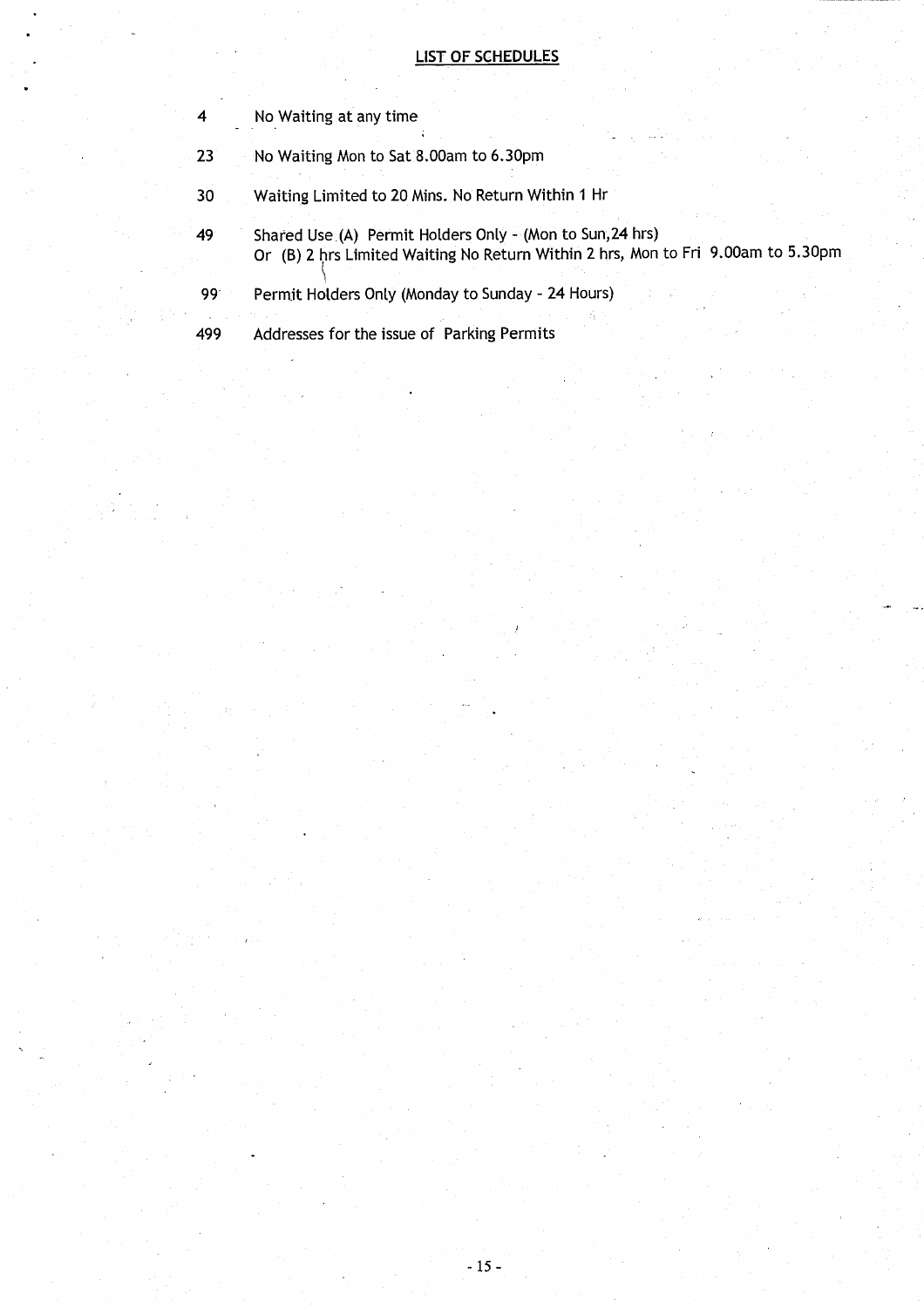## LIST OF SCHEDULES

| | |
|---|---|
| 4 | No Waiting at any time |
| 23 | No Waiting Mon to Sat 8.00am to 6.30pm |
| 30 | Waiting Limited to 20 Mins. No Return Within 1 Hr |
| 49 | Shared Use (A) Permit Holders Only - (Mon to Sun,24 hrs)<br>Or (B) 2 hrs Limited Waiting No Return Within 2 hrs, Mon to Fri 9.00am to 5.30pm |
| 99 | Permit Holders Only (Monday to Sunday - 24 Hours) |
| 499 | Addresses for the issue of Parking Permits |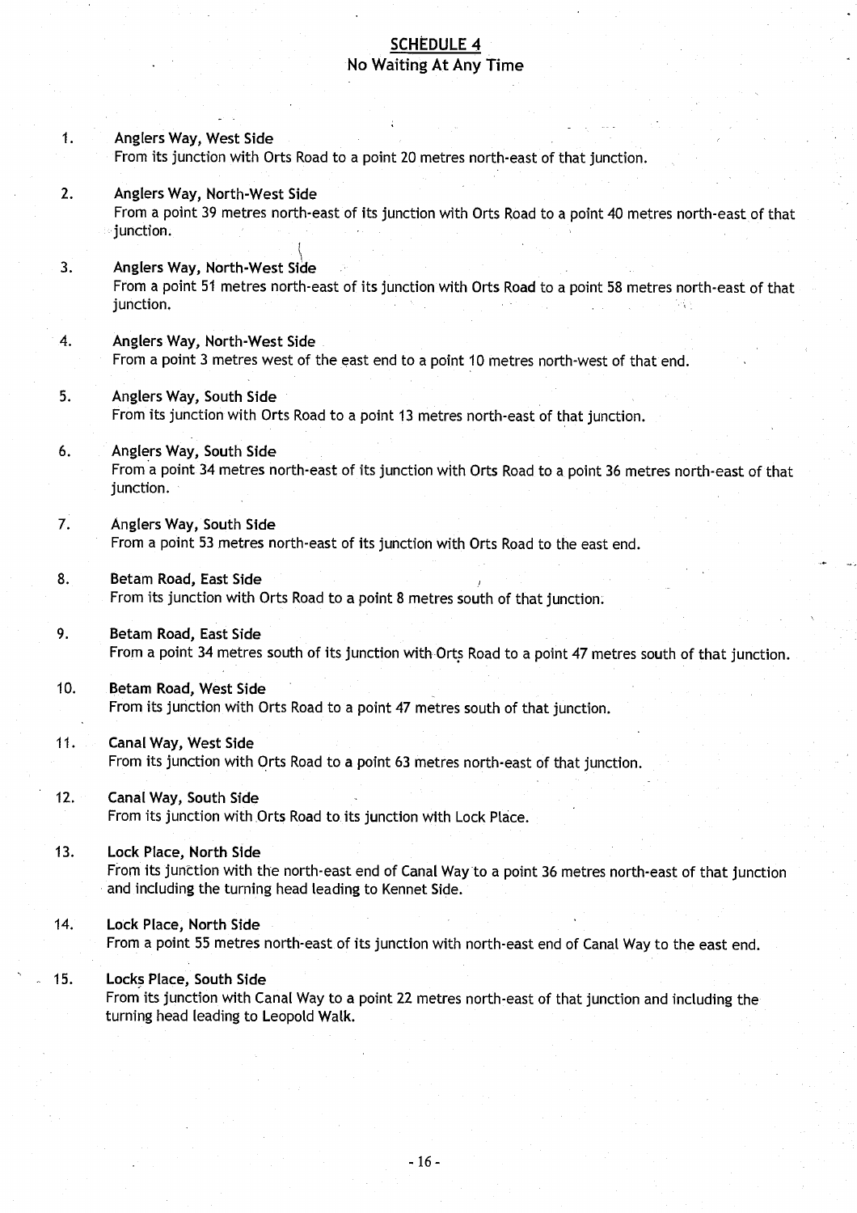## SCHEDULE 4

### No Waiting At Any Time

1. **Anglers Way, West Side**
   From its junction with Orts Road to a point 20 metres north-east of that junction.

2. **Anglers Way, North-West Side**
   From a point 39 metres north-east of its junction with Orts Road to a point 40 metres north-east of that junction.

3. **Anglers Way, North-West Side**
   From a point 51 metres north-east of its junction with Orts Road to a point 58 metres north-east of that junction.

4. **Anglers Way, North-West Side**
   From a point 3 metres west of the east end to a point 10 metres north-west of that end.

5. **Anglers Way, South Side**
   From its junction with Orts Road to a point 13 metres north-east of that junction.

6. **Anglers Way, South Side**
   From a point 34 metres north-east of its junction with Orts Road to a point 36 metres north-east of that junction.

7. **Anglers Way, South Side**
   From a point 53 metres north-east of its junction with Orts Road to the east end.

8. **Betam Road, East Side**
   From its junction with Orts Road to a point 8 metres south of that junction.

9. **Betam Road, East Side**
   From a point 34 metres south of its junction with Orts Road to a point 47 metres south of that junction.

10. **Betam Road, West Side**
    From its junction with Orts Road to a point 47 metres south of that junction.

11. **Canal Way, West Side**
    From its junction with Orts Road to a point 63 metres north-east of that junction.

12. **Canal Way, South Side**
    From its junction with Orts Road to its junction with Lock Place.

13. **Lock Place, North Side**
    From its junction with the north-east end of Canal Way to a point 36 metres north-east of that junction and including the turning head leading to Kennet Side.

14. **Lock Place, North Side**
    From a point 55 metres north-east of its junction with north-east end of Canal Way to the east end.

15. **Locks Place, South Side**
    From its junction with Canal Way to a point 22 metres north-east of that junction and including the turning head leading to Leopold Walk.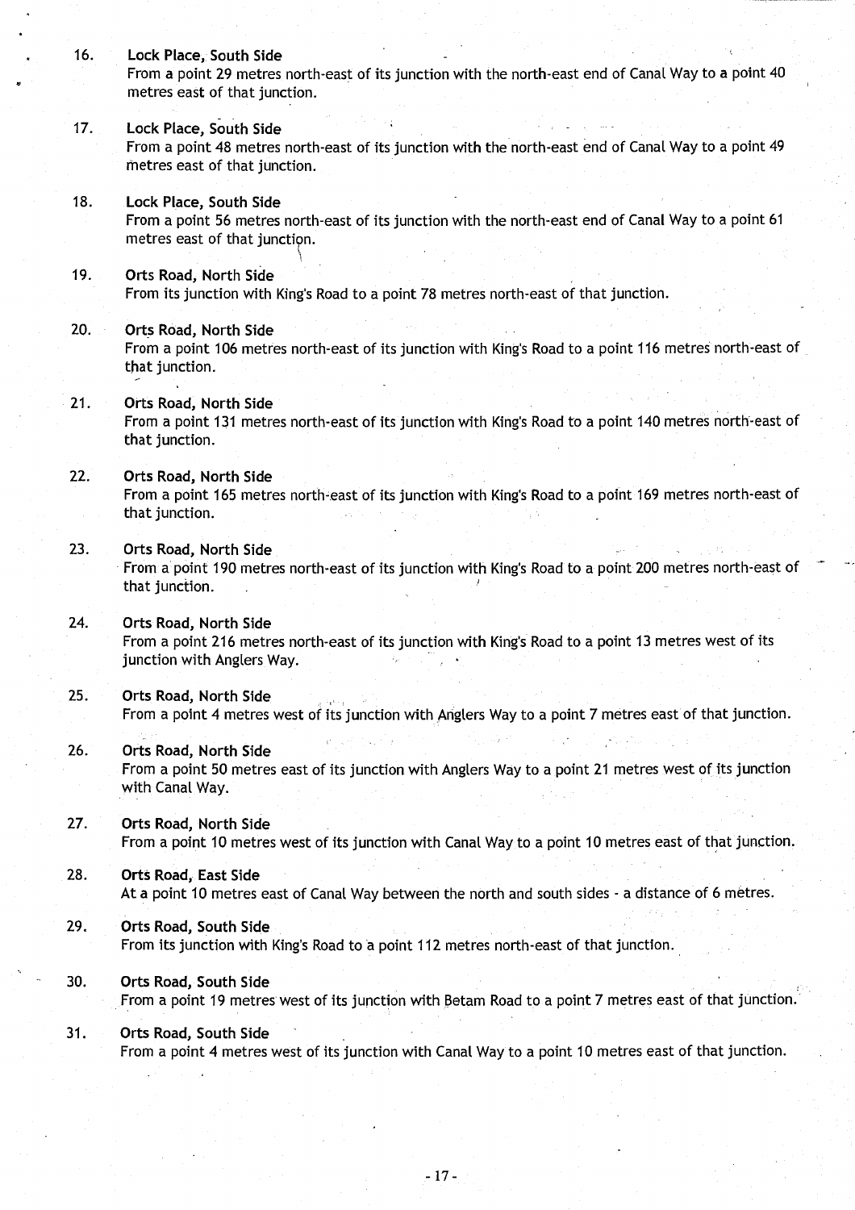16. **Lock Place, South Side**
    From a point 29 metres north-east of its junction with the north-east end of Canal Way to a point 40 metres east of that junction.

17. **Lock Place, South Side**
    From a point 48 metres north-east of its junction with the north-east end of Canal Way to a point 49 metres east of that junction.

18. **Lock Place, South Side**
    From a point 56 metres north-east of its junction with the north-east end of Canal Way to a point 61 metres east of that junction.

19. **Orts Road, North Side**
    From its junction with King's Road to a point 78 metres north-east of that junction.

20. **Orts Road, North Side**
    From a point 106 metres north-east of its junction with King's Road to a point 116 metres north-east of that junction.

21. **Orts Road, North Side**
    From a point 131 metres north-east of its junction with King's Road to a point 140 metres north-east of that junction.

22. **Orts Road, North Side**
    From a point 165 metres north-east of its junction with King's Road to a point 169 metres north-east of that junction.

23. **Orts Road, North Side**
    From a point 190 metres north-east of its junction with King's Road to a point 200 metres north-east of that junction.

24. **Orts Road, North Side**
    From a point 216 metres north-east of its junction with King's Road to a point 13 metres west of its junction with Anglers Way.

25. **Orts Road, North Side**
    From a point 4 metres west of its junction with Anglers Way to a point 7 metres east of that junction.

26. **Orts Road, North Side**
    From a point 50 metres east of its junction with Anglers Way to a point 21 metres west of its junction with Canal Way.

27. **Orts Road, North Side**
    From a point 10 metres west of its junction with Canal Way to a point 10 metres east of that junction.

28. **Orts Road, East Side**
    At a point 10 metres east of Canal Way between the north and south sides - a distance of 6 metres.

29. **Orts Road, South Side**
    From its junction with King's Road to a point 112 metres north-east of that junction.

30. **Orts Road, South Side**
    From a point 19 metres west of its junction with Betam Road to a point 7 metres east of that junction.

31. **Orts Road, South Side**
    From a point 4 metres west of its junction with Canal Way to a point 10 metres east of that junction.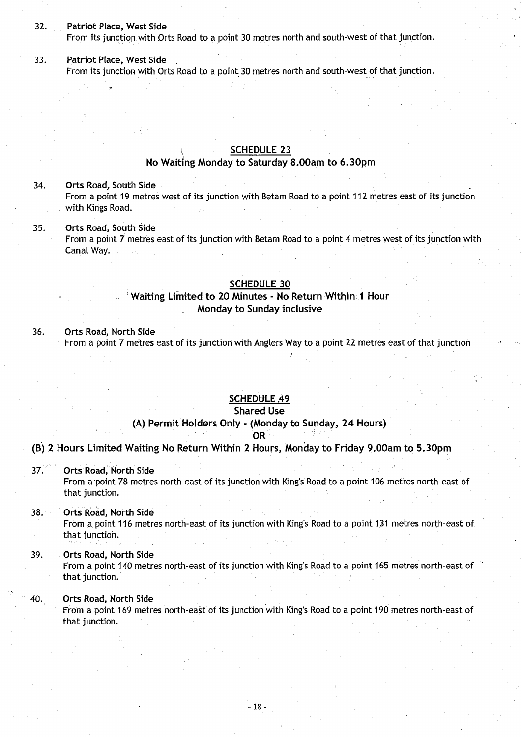32. **Patriot Place, West Side**
    From its junction with Orts Road to a point 30 metres north and south-west of that junction.

33. **Patriot Place, West Side**
    From its junction with Orts Road to a point 30 metres north and south-west of that junction.

## SCHEDULE 23
### No Waiting Monday to Saturday 8.00am to 6.30pm

34. **Orts Road, South Side**
    From a point 19 metres west of its junction with Betam Road to a point 112 metres east of its junction with Kings Road.

35. **Orts Road, South Side**
    From a point 7 metres east of its junction with Betam Road to a point 4 metres west of its junction with Canal Way.

## SCHEDULE 30
### Waiting Limited to 20 Minutes - No Return Within 1 Hour Monday to Sunday inclusive

36. **Orts Road, North Side**
    From a point 7 metres east of its junction with Anglers Way to a point 22 metres east of that junction

## SCHEDULE 49
### Shared Use
### (A) Permit Holders Only - (Monday to Sunday, 24 Hours)
### OR
### (B) 2 Hours Limited Waiting No Return Within 2 Hours, Monday to Friday 9.00am to 5.30pm

37. **Orts Road, North Side**
    From a point 78 metres north-east of its junction with King's Road to a point 106 metres north-east of that junction.

38. **Orts Road, North Side**
    From a point 116 metres north-east of its junction with King's Road to a point 131 metres north-east of that junction.

39. **Orts Road, North Side**
    From a point 140 metres north-east of its junction with King's Road to a point 165 metres north-east of that junction.

40. **Orts Road, North Side**
    From a point 169 metres north-east of its junction with King's Road to a point 190 metres north-east of that junction.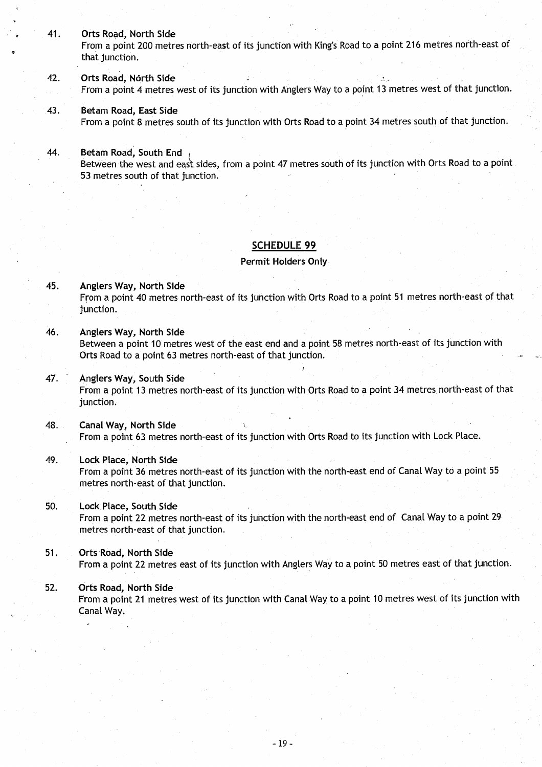41. **Orts Road, North Side**
From a point 200 metres north-east of its junction with King's Road to a point 216 metres north-east of that junction.

42. **Orts Road, North Side**
From a point 4 metres west of its junction with Anglers Way to a point 13 metres west of that junction.

43. **Betam Road, East Side**
From a point 8 metres south of its junction with Orts Road to a point 34 metres south of that junction.

44. **Betam Road, South End**
Between the west and east sides, from a point 47 metres south of its junction with Orts Road to a point 53 metres south of that junction.

## SCHEDULE 99

### Permit Holders Only

45. **Anglers Way, North Side**
From a point 40 metres north-east of its junction with Orts Road to a point 51 metres north-east of that junction.

46. **Anglers Way, North Side**
Between a point 10 metres west of the east end and a point 58 metres north-east of its junction with Orts Road to a point 63 metres north-east of that junction.

47. **Anglers Way, South Side**
From a point 13 metres north-east of its junction with Orts Road to a point 34 metres north-east of that junction.

48. **Canal Way, North Side**
From a point 63 metres north-east of its junction with Orts Road to its junction with Lock Place.

49. **Lock Place, North Side**
From a point 36 metres north-east of its junction with the north-east end of Canal Way to a point 55 metres north-east of that junction.

50. **Lock Place, South Side**
From a point 22 metres north-east of its junction with the north-east end of Canal Way to a point 29 metres north-east of that junction.

51. **Orts Road, North Side**
From a point 22 metres east of its junction with Anglers Way to a point 50 metres east of that junction.

52. **Orts Road, North Side**
From a point 21 metres west of its junction with Canal Way to a point 10 metres west of its junction with Canal Way.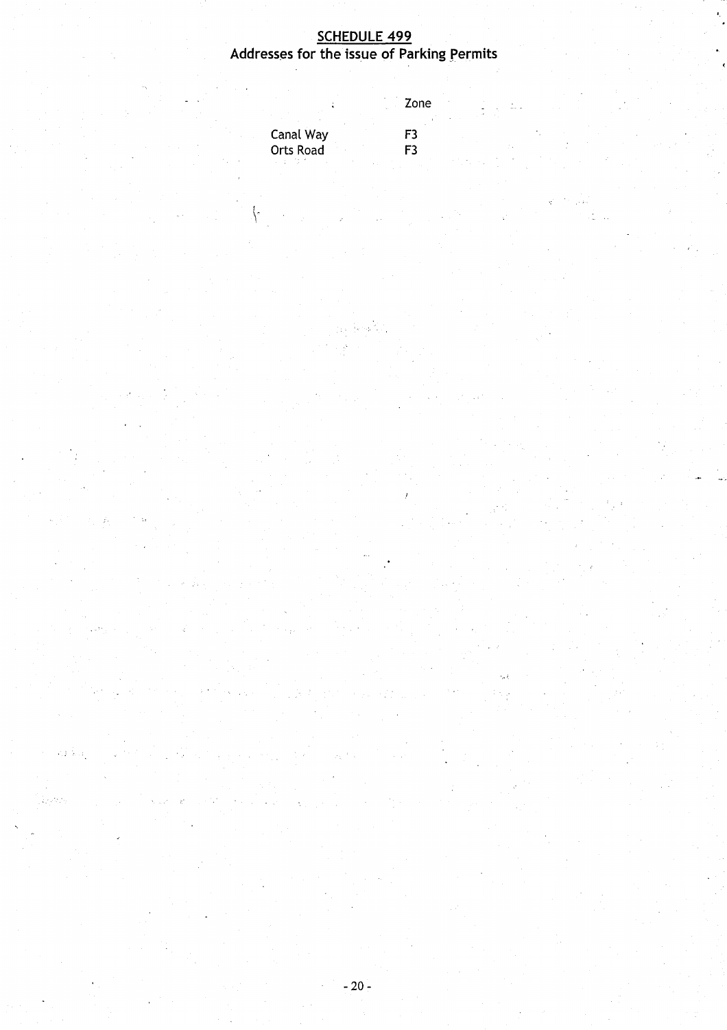## SCHEDULE 499

### Addresses for the issue of Parking Permits

| | Zone |
|---|---|
| Canal Way | F3 |
| Orts Road | F3 |